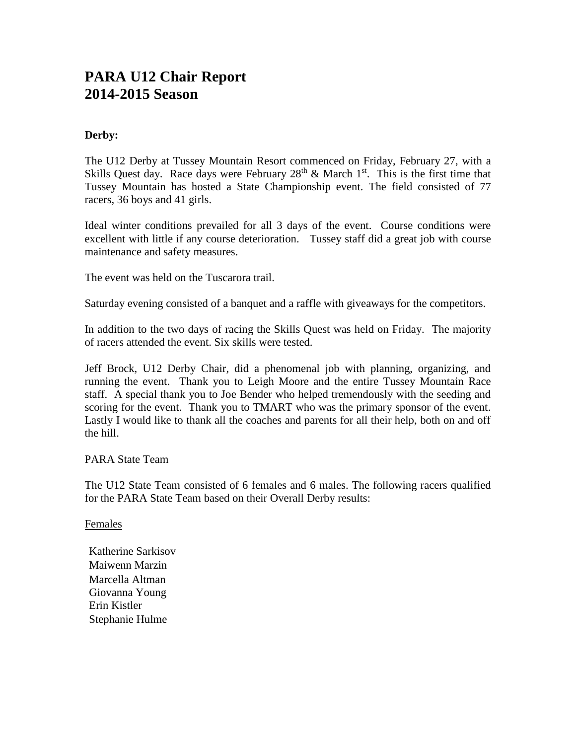# PARA U12 Chair Report
# 2014-2015 Season

**Derby:**

The U12 Derby at Tussey Mountain Resort commenced on Friday, February 27, with a Skills Quest day. Race days were February $28^{th}$ & March $1^{st}$. This is the first time that Tussey Mountain has hosted a State Championship event. The field consisted of 77 racers, 36 boys and 41 girls.

Ideal winter conditions prevailed for all 3 days of the event. Course conditions were excellent with little if any course deterioration. Tussey staff did a great job with course maintenance and safety measures.

The event was held on the Tuscarora trail.

Saturday evening consisted of a banquet and a raffle with giveaways for the competitors.

In addition to the two days of racing the Skills Quest was held on Friday. The majority of racers attended the event. Six skills were tested.

Jeff Brock, U12 Derby Chair, did a phenomenal job with planning, organizing, and running the event. Thank you to Leigh Moore and the entire Tussey Mountain Race staff. A special thank you to Joe Bender who helped tremendously with the seeding and scoring for the event. Thank you to TMART who was the primary sponsor of the event. Lastly I would like to thank all the coaches and parents for all their help, both on and off the hill.

PARA State Team

The U12 State Team consisted of 6 females and 6 males. The following racers qualified for the PARA State Team based on their Overall Derby results:

<u>Females</u>

Katherine Sarkisov
Maiwenn Marzin
Marcella Altman
Giovanna Young
Erin Kistler
Stephanie Hulme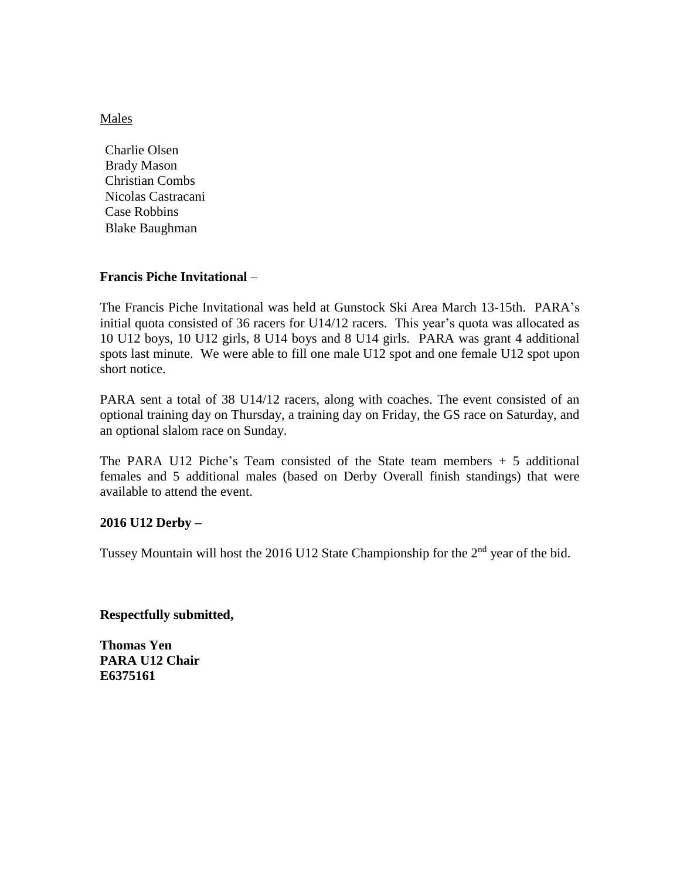<u>Males</u>

Charlie Olsen
Brady Mason
Christian Combs
Nicolas Castracani
Case Robbins
Blake Baughman

**Francis Piche Invitational** –

The Francis Piche Invitational was held at Gunstock Ski Area March 13-15th. PARA's initial quota consisted of 36 racers for U14/12 racers. This year's quota was allocated as 10 U12 boys, 10 U12 girls, 8 U14 boys and 8 U14 girls. PARA was grant 4 additional spots last minute. We were able to fill one male U12 spot and one female U12 spot upon short notice.

PARA sent a total of 38 U14/12 racers, along with coaches. The event consisted of an optional training day on Thursday, a training day on Friday, the GS race on Saturday, and an optional slalom race on Sunday.

The PARA U12 Piche's Team consisted of the State team members + 5 additional females and 5 additional males (based on Derby Overall finish standings) that were available to attend the event.

**2016 U12 Derby –**

Tussey Mountain will host the 2016 U12 State Championship for the 2nd year of the bid.

**Respectfully submitted,**

**Thomas Yen**
**PARA U12 Chair**
**E6375161**